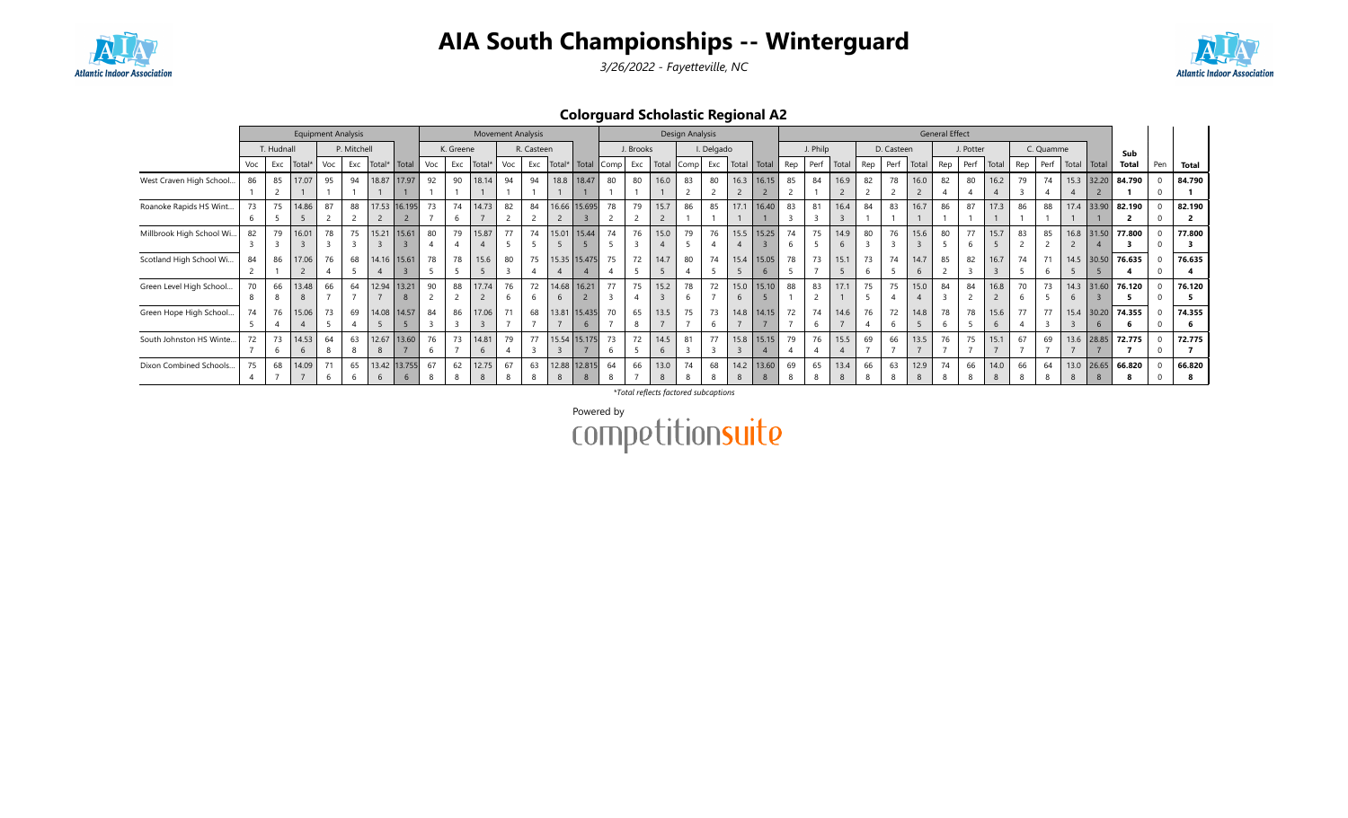# AIA South Championships -- Winterguard

*3/26/2022 - Fayetteville, NC*

## Colorguard Scholastic Regional A2

| | Equipment Analysis | | | | | | | Movement Analysis | | | | | | | Design Analysis | | | | | | | General Effect | | | | | | | | | | | | | | | |
|---|---|---|---|---|---|---|---|---|---|---|---|---|---|---|---|---|---|---|---|---|---|---|---|---|---|---|---|---|---|---|---|---|---|---|---|---|---|
| | T. Hudnall | | | P. Mitchell | | | | K. Greene | | | R. Casteen | | | | J. Brooks | | | I. Delgado | | | | J. Philp | | | D. Casteen | | | J. Potter | | | C. Quamme | | | | | | |
| | Voc | Exc | Total* | Voc | Exc | Total* | Total | Voc | Exc | Total* | Voc | Exc | Total* | Total | Comp | Exc | Total | Comp | Exc | Total | Total | Rep | Perf | Total | Rep | Perf | Total | Rep | Perf | Total | Rep | Perf | Total | Total | Sub Total | Pen | Total |
| West Craven High School... | 86<br>1 | 85<br>2 | 17.07<br>1 | 95<br>1 | 94<br>1 | 18.87<br>1 | 17.97<br>1 | 92<br>1 | 90<br>1 | 18.14<br>1 | 94<br>1 | 94<br>1 | 18.8<br>1 | 18.47<br>1 | 80<br>1 | 80<br>1 | 16.0<br>1 | 83<br>2 | 80<br>2 | 16.3<br>2 | 16.15<br>2 | 85<br>2 | 84<br>1 | 16.9<br>2 | 82<br>2 | 78<br>2 | 16.0<br>2 | 82<br>4 | 80<br>4 | 16.2<br>4 | 79<br>3 | 74<br>4 | 15.3<br>4 | 32.20<br>2 | 84.790<br>1 | 0<br>0 | 84.790<br>1 |
| Roanoke Rapids HS Wint... | 73<br>6 | 75<br>5 | 14.86<br>5 | 87<br>2 | 88<br>2 | 17.53<br>2 | 16.195<br>2 | 73<br>7 | 74<br>6 | 14.73<br>7 | 82<br>2 | 84<br>2 | 16.66<br>2 | 15.695<br>3 | 78<br>2 | 79<br>2 | 15.7<br>2 | 86<br>1 | 85<br>1 | 17.1<br>1 | 16.40<br>1 | 83<br>3 | 81<br>3 | 16.4<br>3 | 84<br>1 | 83<br>1 | 16.7<br>1 | 86<br>1 | 87<br>1 | 17.3<br>1 | 86<br>1 | 88<br>1 | 17.4<br>1 | 33.90<br>1 | 82.190<br>2 | 0<br>0 | 82.190<br>2 |
| Millbrook High School Wi... | 82<br>3 | 79<br>3 | 16.01<br>3 | 78<br>3 | 75<br>3 | 15.21<br>3 | 15.61<br>3 | 80<br>4 | 79<br>4 | 15.87<br>4 | 77<br>5 | 74<br>5 | 15.01<br>5 | 15.44<br>5 | 74<br>5 | 76<br>3 | 15.0<br>4 | 79<br>5 | 76<br>4 | 15.5<br>4 | 15.25<br>3 | 74<br>6 | 75<br>5 | 14.9<br>6 | 80<br>3 | 76<br>3 | 15.6<br>3 | 80<br>5 | 77<br>6 | 15.7<br>5 | 83<br>2 | 85<br>2 | 16.8<br>2 | 31.50<br>4 | 77.800<br>3 | 0<br>0 | 77.800<br>3 |
| Scotland High School Wi... | 84<br>2 | 86<br>1 | 17.06<br>2 | 76<br>4 | 68<br>5 | 14.16<br>4 | 15.61<br>3 | 78<br>5 | 78<br>5 | 15.6<br>5 | 80<br>3 | 75<br>4 | 15.35<br>4 | 15.475<br>4 | 75<br>4 | 72<br>5 | 14.7<br>5 | 80<br>4 | 74<br>5 | 15.4<br>5 | 15.05<br>6 | 78<br>5 | 73<br>7 | 15.1<br>5 | 73<br>6 | 74<br>5 | 14.7<br>6 | 85<br>2 | 82<br>3 | 16.7<br>3 | 74<br>5 | 71<br>6 | 14.5<br>5 | 30.50<br>5 | 76.635<br>4 | 0<br>0 | 76.635<br>4 |
| Green Level High School... | 70<br>8 | 66<br>8 | 13.48<br>8 | 66<br>7 | 64<br>7 | 12.94<br>7 | 13.21<br>8 | 90<br>2 | 88<br>2 | 17.74<br>2 | 76<br>6 | 72<br>6 | 14.68<br>6 | 16.21<br>2 | 77<br>3 | 75<br>4 | 15.2<br>3 | 78<br>6 | 72<br>7 | 15.0<br>6 | 15.10<br>5 | 88<br>1 | 83<br>2 | 17.1<br>1 | 75<br>5 | 75<br>4 | 15.0<br>4 | 84<br>3 | 84<br>2 | 16.8<br>2 | 70<br>6 | 73<br>5 | 14.3<br>6 | 31.60<br>3 | 76.120<br>5 | 0<br>0 | 76.120<br>5 |
| Green Hope High School... | 74<br>5 | 76<br>4 | 15.06<br>4 | 73<br>5 | 69<br>4 | 14.08<br>5 | 14.57<br>5 | 84<br>3 | 86<br>3 | 17.06<br>3 | 71<br>7 | 68<br>7 | 13.81<br>7 | 15.435<br>6 | 70<br>7 | 65<br>8 | 13.5<br>7 | 75<br>7 | 73<br>6 | 14.8<br>7 | 14.15<br>7 | 72<br>7 | 74<br>6 | 14.6<br>7 | 76<br>4 | 72<br>6 | 14.8<br>5 | 78<br>6 | 78<br>5 | 15.6<br>6 | 77<br>4 | 77<br>3 | 15.4<br>3 | 30.20<br>6 | 74.355<br>6 | 0<br>0 | 74.355<br>6 |
| South Johnston HS Winte... | 72<br>7 | 73<br>6 | 14.53<br>6 | 64<br>8 | 63<br>8 | 12.67<br>8 | 13.60<br>7 | 76<br>6 | 73<br>7 | 14.81<br>6 | 79<br>4 | 77<br>3 | 15.54<br>3 | 15.175<br>7 | 73<br>6 | 72<br>5 | 14.5<br>6 | 81<br>3 | 77<br>3 | 15.8<br>3 | 15.15<br>4 | 79<br>4 | 76<br>4 | 15.5<br>4 | 69<br>7 | 66<br>7 | 13.5<br>7 | 76<br>7 | 75<br>7 | 15.1<br>7 | 67<br>7 | 69<br>7 | 13.6<br>7 | 28.85<br>7 | 72.775<br>7 | 0<br>0 | 72.775<br>7 |
| Dixon Combined Schools... | 75<br>4 | 68<br>7 | 14.09<br>7 | 71<br>6 | 65<br>6 | 13.42<br>6 | 13.755<br>6 | 67<br>8 | 62<br>8 | 12.75<br>8 | 67<br>8 | 63<br>8 | 12.88<br>8 | 12.815<br>8 | 64<br>8 | 66<br>7 | 13.0<br>8 | 74<br>8 | 68<br>8 | 14.2<br>8 | 13.60<br>8 | 69<br>8 | 65<br>8 | 13.4<br>8 | 66<br>8 | 63<br>8 | 12.9<br>8 | 74<br>8 | 66<br>8 | 14.0<br>8 | 66<br>8 | 64<br>8 | 13.0<br>8 | 26.65<br>8 | 66.820<br>8 | 0<br>0 | 66.820<br>8 |

*Total reflects factored subcaptions

Powered by competitionsuite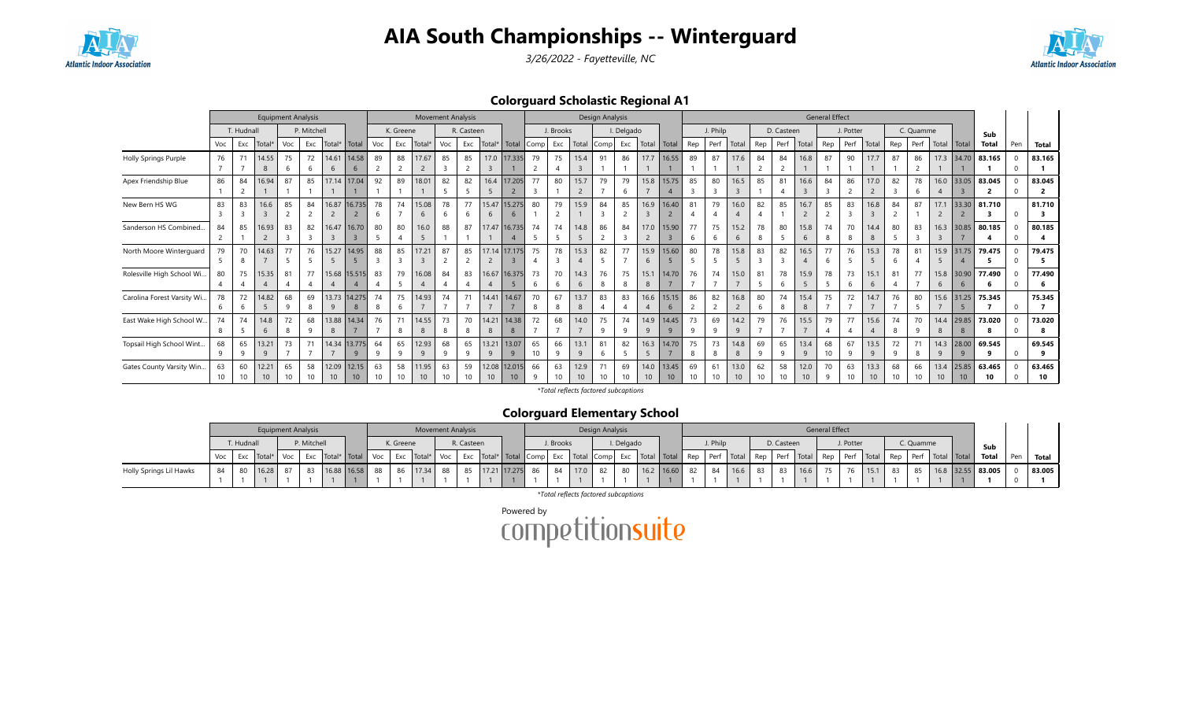# AIA South Championships -- Winterguard

*3/26/2022 - Fayetteville, NC*

## Colorguard Scholastic Regional A1

| | Equipment Analysis | | | | | | | Movement Analysis | | | | | | | Design Analysis | | | | | | | General Effect | | | | | | | | | | | | | | | |
|---|---|---|---|---|---|---|---|---|---|---|---|---|---|---|---|---|---|---|---|---|---|---|---|---|---|---|---|---|---|---|---|---|---|---|---|---|---|
| | T. Hudnall | | | P. Mitchell | | | | K. Greene | | | R. Casteen | | | | J. Brooks | | | I. Delgado | | | | J. Philp | | | D. Casteen | | | J. Potter | | | C. Quamme | | | | Sub | | |
| | Voc | Exc | Total* | Voc | Exc | Total* | Total | Voc | Exc | Total* | Voc | Exc | Total* | Total | Comp | Exc | Total | Comp | Exc | Total | Total | Rep | Perf | Total | Rep | Perf | Total | Rep | Perf | Total | Rep | Perf | Total | Total | Total | Pen | Total |
| Holly Springs Purple | 76 / 7 | 71 / 7 | 14.55 / 8 | 75 / 6 | 72 / 6 | 14.61 / 6 | 14.58 / 6 | 89 / 2 | 88 / 2 | 17.67 / 2 | 85 / 3 | 85 / 2 | 17.0 / 3 | 17.335 / 1 | 79 / 2 | 75 / 4 | 15.4 / 3 | 91 / 1 | 86 / 1 | 17.7 / 1 | 16.55 / 1 | 89 / 1 | 87 / 1 | 17.6 / 1 | 84 / 2 | 84 / 2 | 16.8 / 1 | 87 / 1 | 90 / 1 | 17.7 / 1 | 87 / 1 | 86 / 2 | 17.3 / 1 | 34.70 / 1 | 83.165 / 1 | 0 / 0 | 83.165 / 1 |
| Apex Friendship Blue | 86 / 1 | 84 / 2 | 16.94 / 1 | 87 / 1 | 85 / 1 | 17.14 / 1 | 17.04 / 1 | 92 / 1 | 89 / 1 | 18.01 / 1 | 82 / 5 | 82 / 5 | 16.4 / 5 | 17.205 / 2 | 77 / 3 | 80 / 1 | 15.7 / 2 | 79 / 7 | 79 / 6 | 15.8 / 7 | 15.75 / 4 | 85 / 3 | 80 / 3 | 16.5 / 3 | 85 / 1 | 81 / 4 | 16.6 / 3 | 84 / 3 | 86 / 2 | 17.0 / 2 | 82 / 3 | 78 / 6 | 16.0 / 4 | 33.05 / 3 | 83.045 / 2 | 0 / 0 | 83.045 / 2 |
| New Bern HS WG | 83 / 3 | 83 / 3 | 16.6 / 3 | 85 / 2 | 84 / 2 | 16.87 / 2 | 16.735 / 2 | 78 / 6 | 74 / 7 | 15.08 / 6 | 78 / 6 | 77 / 6 | 15.47 / 6 | 15.275 / 6 | 80 / 1 | 79 / 2 | 15.9 / 1 | 84 / 3 | 85 / 2 | 16.9 / 3 | 16.40 / 2 | 81 / 4 | 79 / 4 | 16.0 / 4 | 82 / 4 | 85 / 1 | 16.7 / 2 | 85 / 2 | 83 / 3 | 16.8 / 3 | 84 / 2 | 87 / 1 | 17.1 / 2 | 33.30 / 2 | 81.710 / 3 | 0 | 81.710 / 3 |
| Sanderson HS Combined... | 84 / 2 | 85 / 1 | 16.93 / 2 | 83 / 3 | 82 / 3 | 16.47 / 3 | 16.70 / 3 | 80 / 5 | 80 / 4 | 16.0 / 5 | 88 / 1 | 87 / 1 | 17.47 / 1 | 16.735 / 4 | 74 / 5 | 74 / 5 | 14.8 / 5 | 86 / 2 | 84 / 3 | 17.0 / 2 | 15.90 / 3 | 77 / 6 | 75 / 6 | 15.2 / 6 | 78 / 8 | 80 / 5 | 15.8 / 6 | 74 / 8 | 70 / 8 | 14.4 / 8 | 80 / 5 | 83 / 3 | 16.3 / 3 | 30.85 / 7 | 80.185 / 4 | 0 / 0 | 80.185 / 4 |
| North Moore Winterguard | 79 / 5 | 70 / 8 | 14.63 / 7 | 77 / 5 | 76 / 5 | 15.27 / 5 | 14.95 / 5 | 88 / 3 | 85 / 3 | 17.21 / 3 | 87 / 2 | 85 / 2 | 17.14 / 2 | 17.175 / 3 | 75 / 4 | 78 / 3 | 15.3 / 4 | 82 / 5 | 77 / 7 | 15.9 / 6 | 15.60 / 5 | 80 / 5 | 78 / 5 | 15.8 / 5 | 83 / 3 | 82 / 3 | 16.5 / 4 | 77 / 6 | 76 / 5 | 15.3 / 5 | 78 / 6 | 81 / 4 | 15.9 / 5 | 31.75 / 4 | 79.475 / 5 | 0 / 0 | 79.475 / 5 |
| Rolesville High School Wi... | 80 / 4 | 75 / 4 | 15.35 / 4 | 81 / 4 | 77 / 4 | 15.68 / 4 | 15.515 / 4 | 83 / 4 | 79 / 5 | 16.08 / 4 | 84 / 4 | 83 / 4 | 16.67 / 4 | 16.375 / 5 | 73 / 6 | 70 / 6 | 14.3 / 6 | 76 / 8 | 75 / 8 | 15.1 / 8 | 14.70 / 7 | 76 / 7 | 74 / 7 | 15.0 / 7 | 81 / 5 | 78 / 6 | 15.9 / 5 | 78 / 5 | 73 / 6 | 15.1 / 6 | 81 / 4 | 77 / 7 | 15.8 / 6 | 30.90 / 6 | 77.490 / 6 | 0 / 0 | 77.490 / 6 |
| Carolina Forest Varsity Wi... | 78 / 6 | 72 / 6 | 14.82 / 5 | 68 / 9 | 69 / 8 | 13.73 / 9 | 14.275 / 8 | 74 / 8 | 75 / 6 | 14.93 / 7 | 74 / 7 | 71 / 7 | 14.41 / 7 | 14.67 / 7 | 70 / 8 | 67 / 8 | 13.7 / 8 | 83 / 4 | 83 / 4 | 16.6 / 4 | 15.15 / 6 | 86 / 2 | 82 / 2 | 16.8 / 2 | 80 / 6 | 74 / 8 | 15.4 / 8 | 75 / 7 | 72 / 7 | 14.7 / 7 | 76 / 7 | 80 / 5 | 15.6 / 7 | 31.25 / 5 | 75.345 / 7 | 0 | 75.345 / 7 |
| East Wake High School W... | 74 / 8 | 74 / 5 | 14.8 / 6 | 72 / 8 | 68 / 9 | 13.88 / 8 | 14.34 / 7 | 76 / 7 | 71 / 8 | 14.55 / 8 | 73 / 8 | 70 / 8 | 14.21 / 8 | 14.38 / 8 | 72 / 7 | 68 / 7 | 14.0 / 7 | 75 / 9 | 74 / 9 | 14.9 / 9 | 14.45 / 9 | 73 / 9 | 69 / 9 | 14.2 / 9 | 79 / 7 | 76 / 7 | 15.5 / 7 | 79 / 4 | 77 / 4 | 15.6 / 4 | 74 / 8 | 70 / 9 | 14.4 / 8 | 29.85 / 8 | 73.020 / 8 | 0 / 0 | 73.020 / 8 |
| Topsail High School Wint... | 68 / 9 | 65 / 9 | 13.21 / 9 | 73 / 7 | 71 / 7 | 14.34 / 7 | 13.775 / 9 | 64 / 9 | 65 / 9 | 12.93 / 9 | 68 / 9 | 65 / 9 | 13.21 / 9 | 13.07 / 9 | 65 / 10 | 66 / 9 | 13.1 / 9 | 81 / 6 | 82 / 5 | 16.3 / 5 | 14.70 / 7 | 75 / 8 | 73 / 8 | 14.8 / 8 | 69 / 9 | 65 / 9 | 13.4 / 9 | 68 / 10 | 67 / 9 | 13.5 / 9 | 72 / 9 | 71 / 8 | 14.3 / 9 | 28.00 / 9 | 69.545 / 9 | 0 | 69.545 / 9 |
| Gates County Varsity Win... | 63 / 10 | 60 / 10 | 12.21 / 10 | 65 / 10 | 58 / 10 | 12.09 / 10 | 12.15 / 10 | 63 / 10 | 58 / 10 | 11.95 / 10 | 63 / 10 | 59 / 10 | 12.08 / 10 | 12.015 / 10 | 66 / 9 | 63 / 10 | 12.9 / 10 | 71 / 10 | 69 / 10 | 14.0 / 10 | 13.45 / 10 | 69 / 10 | 61 / 10 | 13.0 / 10 | 62 / 10 | 58 / 10 | 12.0 / 10 | 70 / 9 | 63 / 10 | 13.3 / 10 | 68 / 10 | 66 / 10 | 13.4 / 10 | 25.85 / 10 | 63.465 / 10 | 0 / 0 | 63.465 / 10 |

*Total reflects factored subcaptions

## Colorguard Elementary School

| | Equipment Analysis | | | | | | | Movement Analysis | | | | | | | Design Analysis | | | | | | | General Effect | | | | | | | | | | | | | | | |
|---|---|---|---|---|---|---|---|---|---|---|---|---|---|---|---|---|---|---|---|---|---|---|---|---|---|---|---|---|---|---|---|---|---|---|---|---|---|
| | T. Hudnall | | | P. Mitchell | | | | K. Greene | | | R. Casteen | | | | J. Brooks | | | I. Delgado | | | | J. Philp | | | D. Casteen | | | J. Potter | | | C. Quamme | | | | Sub | | |
| | Voc | Exc | Total* | Voc | Exc | Total* | Total | Voc | Exc | Total* | Voc | Exc | Total* | Total | Comp | Exc | Total | Comp | Exc | Total | Total | Rep | Perf | Total | Rep | Perf | Total | Rep | Perf | Total | Rep | Perf | Total | Total | Total | Pen | Total |
| Holly Springs Lil Hawks | 84 / 1 | 80 / 1 | 16.28 / 1 | 87 / 1 | 83 / 1 | 16.88 / 1 | 16.58 / 1 | 88 / 1 | 86 / 1 | 17.34 / 1 | 88 / 1 | 85 / 1 | 17.21 / 1 | 17.275 / 1 | 86 / 1 | 84 / 1 | 17.0 / 1 | 82 / 1 | 80 / 1 | 16.2 / 1 | 16.60 / 1 | 82 / 1 | 84 / 1 | 16.6 / 1 | 83 / 1 | 83 / 1 | 16.6 / 1 | 75 / 1 | 76 / 1 | 15.1 / 1 | 83 / 1 | 85 / 1 | 16.8 / 1 | 32.55 / 1 | 83.005 / 1 | 0 / 0 | 83.005 / 1 |

*Total reflects factored subcaptions

Powered by competitionsuite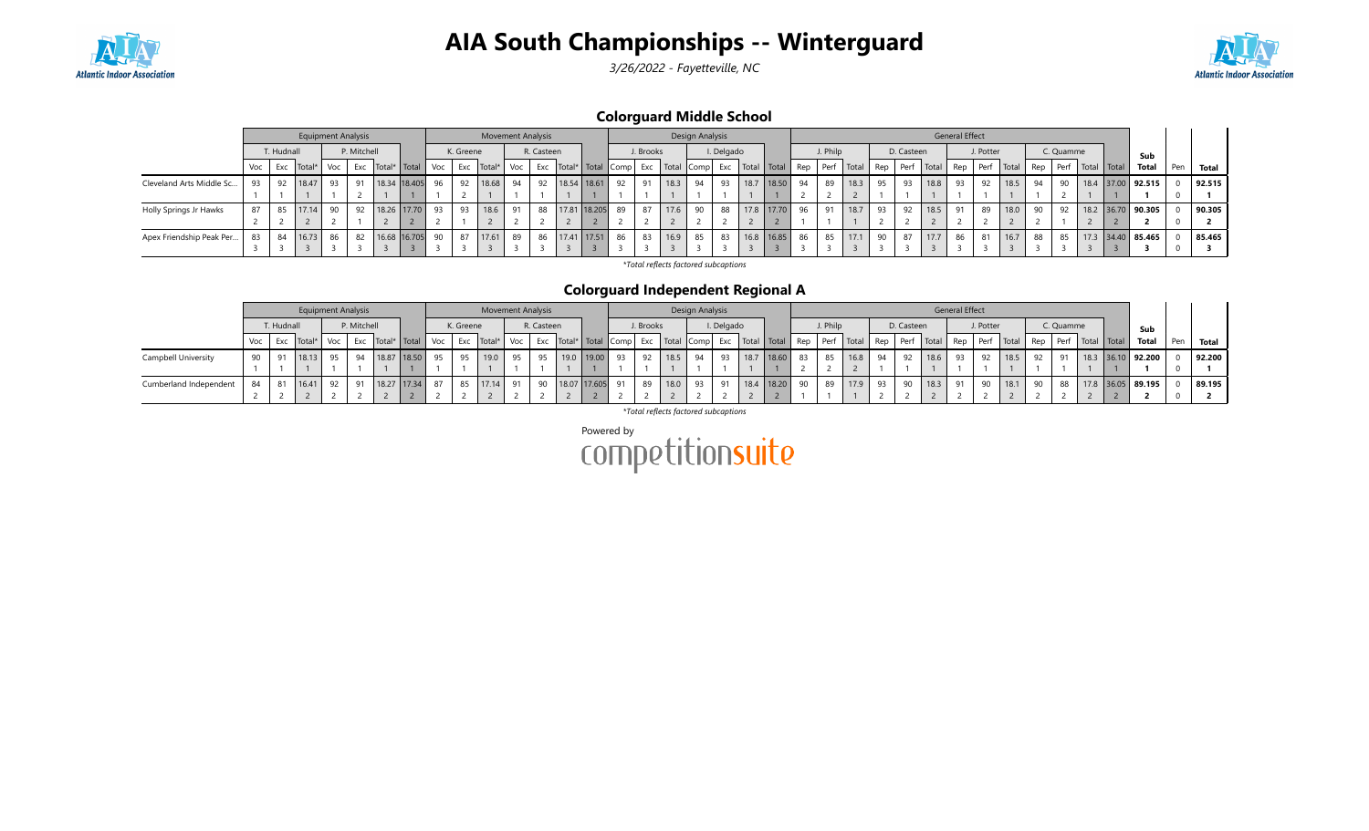# AIA South Championships -- Winterguard

*3/26/2022 - Fayetteville, NC*

## Colorguard Middle School

| | Equipment Analysis | | | | | | | Movement Analysis | | | | | | | Design Analysis | | | | | | | General Effect | | | | | | | | | | | | | | |
|---|---|---|---|---|---|---|---|---|---|---|---|---|---|---|---|---|---|---|---|---|---|---|---|---|---|---|---|---|---|---|---|---|---|---|---|---|---|---|
| | T. Hudnall | | | P. Mitchell | | | | K. Greene | | | R. Casteen | | | | J. Brooks | | | I. Delgado | | | | J. Philp | | | D. Casteen | | | J. Potter | | | C. Quamme | | | | Sub | | |
| | Voc | Exc | Total* | Voc | Exc | Total* | Total | Voc | Exc | Total* | Voc | Exc | Total* | Total | Comp | Exc | Total | Comp | Exc | Total | Total | Rep | Perf | Total | Rep | Perf | Total | Rep | Perf | Total | Rep | Perf | Total | Total | Total | Pen | Total |
| Cleveland Arts Middle Sc... | 93 | 92 | 18.47 | 93 | 91 | 18.34 | 18.405 | 96 | 92 | 18.68 | 94 | 92 | 18.54 | 18.61 | 92 | 91 | 18.3 | 94 | 93 | 18.7 | 18.50 | 94 | 89 | 18.3 | 95 | 93 | 18.8 | 93 | 92 | 18.5 | 94 | 90 | 18.4 | 37.00 | 92.515 | 0 | 92.515 |
| | 1 | 1 | 1 | 1 | 2 | 1 | 1 | 1 | 2 | 1 | 1 | 1 | 1 | 1 | 1 | 1 | 1 | 1 | 1 | 1 | 1 | 2 | 2 | 2 | 1 | 1 | 1 | 1 | 1 | 1 | 1 | 2 | 1 | 1 | 1 | 0 | 1 |
| Holly Springs Jr Hawks | 87 | 85 | 17.14 | 90 | 92 | 18.26 | 17.70 | 93 | 93 | 18.6 | 91 | 88 | 17.81 | 18.205 | 89 | 87 | 17.6 | 90 | 88 | 17.8 | 17.70 | 96 | 91 | 18.7 | 93 | 92 | 18.5 | 91 | 89 | 18.0 | 90 | 92 | 18.2 | 36.70 | 90.305 | 0 | 90.305 |
| | 2 | 2 | 2 | 2 | 1 | 2 | 2 | 2 | 1 | 2 | 2 | 2 | 2 | 2 | 2 | 2 | 2 | 2 | 2 | 2 | 2 | 1 | 1 | 1 | 2 | 2 | 2 | 2 | 2 | 2 | 2 | 1 | 2 | 2 | 2 | 0 | 2 |
| Apex Friendship Peak Per... | 83 | 84 | 16.73 | 86 | 82 | 16.68 | 16.705 | 90 | 87 | 17.61 | 89 | 86 | 17.41 | 17.51 | 86 | 83 | 16.9 | 85 | 83 | 16.8 | 16.85 | 86 | 85 | 17.1 | 90 | 87 | 17.7 | 86 | 81 | 16.7 | 88 | 85 | 17.3 | 34.40 | 85.465 | 0 | 85.465 |
| | 3 | 3 | 3 | 3 | 3 | 3 | 3 | 3 | 3 | 3 | 3 | 3 | 3 | 3 | 3 | 3 | 3 | 3 | 3 | 3 | 3 | 3 | 3 | 3 | 3 | 3 | 3 | 3 | 3 | 3 | 3 | 3 | 3 | 3 | 3 | 0 | 3 |

*Total reflects factored subcaptions

## Colorguard Independent Regional A

| | Equipment Analysis | | | | | | | Movement Analysis | | | | | | | Design Analysis | | | | | | | General Effect | | | | | | | | | | | | | | |
|---|---|---|---|---|---|---|---|---|---|---|---|---|---|---|---|---|---|---|---|---|---|---|---|---|---|---|---|---|---|---|---|---|---|---|---|---|---|---|
| | T. Hudnall | | | P. Mitchell | | | | K. Greene | | | R. Casteen | | | | J. Brooks | | | I. Delgado | | | | J. Philp | | | D. Casteen | | | J. Potter | | | C. Quamme | | | | Sub | | |
| | Voc | Exc | Total* | Voc | Exc | Total* | Total | Voc | Exc | Total* | Voc | Exc | Total* | Total | Comp | Exc | Total | Comp | Exc | Total | Total | Rep | Perf | Total | Rep | Perf | Total | Rep | Perf | Total | Rep | Perf | Total | Total | Total | Pen | Total |
| Campbell University | 90 | 91 | 18.13 | 95 | 94 | 18.87 | 18.50 | 95 | 95 | 19.0 | 95 | 95 | 19.0 | 19.00 | 93 | 92 | 18.5 | 94 | 93 | 18.7 | 18.60 | 83 | 85 | 16.8 | 94 | 92 | 18.6 | 93 | 92 | 18.5 | 92 | 91 | 18.3 | 36.10 | 92.200 | 0 | 92.200 |
| | 1 | 1 | 1 | 1 | 1 | 1 | 1 | 1 | 1 | 1 | 1 | 1 | 1 | 1 | 1 | 1 | 1 | 1 | 1 | 1 | 1 | 2 | 2 | 2 | 1 | 1 | 1 | 1 | 1 | 1 | 1 | 1 | 1 | 1 | 1 | 0 | 1 |
| Cumberland Independent | 84 | 81 | 16.41 | 92 | 91 | 18.27 | 17.34 | 87 | 85 | 17.14 | 91 | 90 | 18.07 | 17.605 | 91 | 89 | 18.0 | 93 | 91 | 18.4 | 18.20 | 90 | 89 | 17.9 | 93 | 90 | 18.3 | 91 | 90 | 18.1 | 90 | 88 | 17.8 | 36.05 | 89.195 | 0 | 89.195 |
| | 2 | 2 | 2 | 2 | 2 | 2 | 2 | 2 | 2 | 2 | 2 | 2 | 2 | 2 | 2 | 2 | 2 | 2 | 2 | 2 | 2 | 1 | 1 | 1 | 2 | 2 | 2 | 2 | 2 | 2 | 2 | 2 | 2 | 2 | 2 | 0 | 2 |

*Total reflects factored subcaptions

Powered by competitionsuite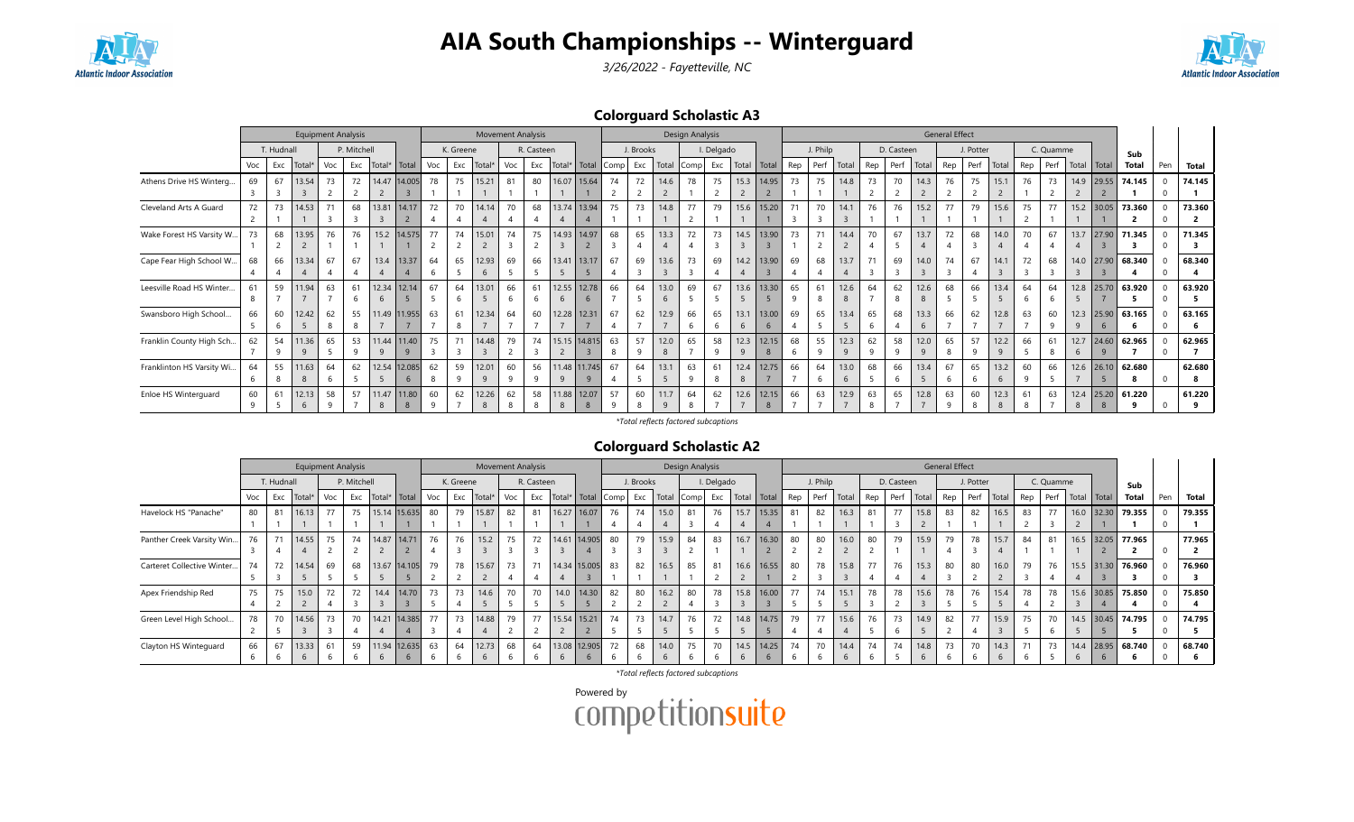# AIA South Championships -- Winterguard

*3/26/2022 - Fayetteville, NC*

## Colorguard Scholastic A3

| | Equipment Analysis | | | | | | | Movement Analysis | | | | | | | Design Analysis | | | | | | | General Effect | | | | | | | | | | | | | Sub | Pen | Total |
|---|---|---|---|---|---|---|---|---|---|---|---|---|---|---|---|---|---|---|---|---|---|---|---|---|---|---|---|---|---|---|---|---|---|---|---|---|---|
| | T. Hudnall | | | P. Mitchell | | | | K. Greene | | | R. Casteen | | | | J. Brooks | | | I. Delgado | | | | J. Philp | | | D. Casteen | | | J. Potter | | | C. Quamme | | | | | | |
| | Voc | Exc | Total* | Voc | Exc | Total* | Total | Voc | Exc | Total* | Voc | Exc | Total* | Total | Comp | Exc | Total | Comp | Exc | Total | Total | Rep | Perf | Total | Rep | Perf | Total | Rep | Perf | Total | Rep | Perf | Total | Total | Total | | |
| Athens Drive HS Winterg... | 69<br>3 | 67<br>3 | 13.54<br>3 | 73<br>2 | 72<br>2 | 14.47<br>2 | 14.005<br>3 | 78<br>1 | 75<br>1 | 15.21<br>1 | 81<br>1 | 80<br>1 | 16.07<br>1 | 15.64<br>1 | 74<br>2 | 72<br>2 | 14.6<br>2 | 78<br>1 | 75<br>2 | 15.3<br>2 | 14.95<br>2 | 73<br>1 | 75<br>1 | 14.8<br>1 | 73<br>2 | 70<br>2 | 14.3<br>2 | 76<br>2 | 75<br>2 | 15.1<br>2 | 76<br>1 | 73<br>2 | 14.9<br>2 | 29.55<br>2 | 74.145<br>1 | 0<br>0 | 74.145<br>1 |
| Cleveland Arts A Guard | 72<br>2 | 73<br>1 | 14.53<br>1 | 71<br>3 | 68<br>3 | 13.81<br>3 | 14.17<br>2 | 72<br>4 | 70<br>4 | 14.14<br>4 | 70<br>4 | 68<br>4 | 13.74<br>4 | 13.94<br>4 | 75<br>1 | 73<br>1 | 14.8<br>1 | 77<br>2 | 79<br>1 | 15.6<br>1 | 15.20<br>1 | 71<br>3 | 70<br>3 | 14.1<br>3 | 76<br>1 | 76<br>1 | 15.2<br>1 | 77<br>1 | 79<br>1 | 15.6<br>1 | 75<br>2 | 77<br>1 | 15.2<br>1 | 30.05<br>1 | 73.360<br>2 | 0<br>0 | 73.360<br>2 |
| Wake Forest HS Varsity W... | 73<br>1 | 68<br>2 | 13.95<br>2 | 76<br>1 | 76<br>1 | 15.2<br>1 | 14.575<br>1 | 77<br>2 | 74<br>2 | 15.01<br>2 | 74<br>3 | 75<br>2 | 14.93<br>3 | 14.97<br>2 | 68<br>3 | 65<br>4 | 13.3<br>4 | 72<br>4 | 73<br>3 | 14.5<br>3 | 13.90<br>3 | 73<br>1 | 71<br>2 | 14.4<br>2 | 70<br>4 | 67<br>5 | 13.7<br>4 | 72<br>4 | 68<br>3 | 14.0<br>4 | 70<br>4 | 67<br>4 | 13.7<br>4 | 27.90<br>3 | 71.345<br>3 | 0<br>0 | 71.345<br>3 |
| Cape Fear High School W... | 68<br>4 | 66<br>4 | 13.34<br>4 | 67<br>4 | 67<br>4 | 13.4<br>4 | 13.37<br>4 | 64<br>6 | 65<br>5 | 12.93<br>6 | 69<br>5 | 66<br>5 | 13.41<br>5 | 13.17<br>5 | 67<br>4 | 69<br>3 | 13.6<br>3 | 73<br>3 | 69<br>4 | 14.2<br>4 | 13.90<br>3 | 69<br>4 | 68<br>4 | 13.7<br>4 | 71<br>3 | 69<br>3 | 14.0<br>3 | 74<br>3 | 67<br>4 | 14.1<br>3 | 72<br>3 | 68<br>3 | 14.0<br>3 | 27.90<br>3 | 68.340<br>4 | 0<br>0 | 68.340<br>4 |
| Leesville Road HS Winter... | 61<br>8 | 59<br>7 | 11.94<br>7 | 63<br>7 | 61<br>6 | 12.34<br>6 | 12.14<br>5 | 67<br>5 | 64<br>6 | 13.01<br>5 | 66<br>6 | 61<br>6 | 12.55<br>6 | 12.78<br>6 | 66<br>7 | 64<br>5 | 13.0<br>6 | 69<br>5 | 67<br>5 | 13.6<br>5 | 13.30<br>5 | 65<br>9 | 61<br>8 | 12.6<br>8 | 64<br>7 | 62<br>8 | 12.6<br>8 | 68<br>5 | 66<br>5 | 13.4<br>5 | 64<br>6 | 64<br>6 | 12.8<br>5 | 25.70<br>7 | 63.920<br>5 | 0<br>0 | 63.920<br>5 |
| Swansboro High School... | 66<br>5 | 60<br>6 | 12.42<br>5 | 62<br>8 | 55<br>8 | 11.49<br>7 | 11.955<br>7 | 63<br>7 | 61<br>8 | 12.34<br>7 | 64<br>7 | 60<br>7 | 12.28<br>7 | 12.31<br>7 | 67<br>4 | 62<br>7 | 12.9<br>7 | 66<br>6 | 65<br>6 | 13.1<br>6 | 13.00<br>6 | 69<br>4 | 65<br>5 | 13.4<br>5 | 65<br>6 | 68<br>4 | 13.3<br>6 | 66<br>7 | 62<br>7 | 12.8<br>7 | 63<br>7 | 60<br>9 | 12.3<br>9 | 25.90<br>6 | 63.165<br>6 | 0<br>0 | 63.165<br>6 |
| Franklin County High Sch... | 62<br>7 | 54<br>9 | 11.36<br>9 | 65<br>5 | 53<br>9 | 11.44<br>9 | 11.40<br>9 | 75<br>3 | 71<br>3 | 14.48<br>3 | 79<br>2 | 74<br>3 | 15.15<br>2 | 14.815<br>3 | 63<br>8 | 57<br>9 | 12.0<br>8 | 65<br>7 | 58<br>9 | 12.3<br>9 | 12.15<br>8 | 68<br>6 | 55<br>9 | 12.3<br>9 | 62<br>9 | 58<br>9 | 12.0<br>9 | 65<br>8 | 57<br>9 | 12.2<br>9 | 66<br>5 | 61<br>8 | 12.7<br>6 | 24.60<br>9 | 62.965<br>7 | 0<br>0 | 62.965<br>7 |
| Franklinton HS Varsity Wi... | 64<br>6 | 55<br>8 | 11.63<br>8 | 64<br>6 | 62<br>5 | 12.54<br>5 | 12.085<br>6 | 62<br>8 | 59<br>9 | 12.01<br>9 | 60<br>9 | 56<br>9 | 11.48<br>9 | 11.745<br>9 | 67<br>4 | 64<br>5 | 13.1<br>5 | 63<br>9 | 61<br>8 | 12.4<br>8 | 12.75<br>7 | 66<br>7 | 64<br>6 | 13.0<br>6 | 68<br>5 | 66<br>6 | 13.4<br>5 | 67<br>6 | 65<br>6 | 13.2<br>6 | 60<br>9 | 66<br>5 | 12.6<br>7 | 26.10<br>5 | 62.680<br>8 | 0<br>0 | 62.680<br>8 |
| Enloe HS Winterguard | 60<br>9 | 61<br>5 | 12.13<br>6 | 58<br>9 | 57<br>7 | 11.47<br>8 | 11.80<br>8 | 60<br>9 | 62<br>7 | 12.26<br>8 | 62<br>8 | 58<br>8 | 11.88<br>8 | 12.07<br>8 | 57<br>9 | 60<br>8 | 11.7<br>9 | 64<br>8 | 62<br>7 | 12.6<br>7 | 12.15<br>8 | 66<br>7 | 63<br>7 | 12.9<br>7 | 63<br>8 | 65<br>7 | 12.8<br>7 | 63<br>9 | 60<br>8 | 12.3<br>8 | 61<br>8 | 63<br>7 | 12.4<br>8 | 25.20<br>8 | 61.220<br>9 | 0<br>0 | 61.220<br>9 |

*Total reflects factored subcaptions

## Colorguard Scholastic A2

| | Equipment Analysis | | | | | | | Movement Analysis | | | | | | | Design Analysis | | | | | | | General Effect | | | | | | | | | | | | | Sub | Pen | Total |
|---|---|---|---|---|---|---|---|---|---|---|---|---|---|---|---|---|---|---|---|---|---|---|---|---|---|---|---|---|---|---|---|---|---|---|---|---|---|
| | T. Hudnall | | | P. Mitchell | | | | K. Greene | | | R. Casteen | | | | J. Brooks | | | I. Delgado | | | | J. Philp | | | D. Casteen | | | J. Potter | | | C. Quamme | | | | | | |
| | Voc | Exc | Total* | Voc | Exc | Total* | Total | Voc | Exc | Total* | Voc | Exc | Total* | Total | Comp | Exc | Total | Comp | Exc | Total | Total | Rep | Perf | Total | Rep | Perf | Total | Rep | Perf | Total | Rep | Perf | Total | Total | Total | | |
| Havelock HS "Panache" | 80<br>1 | 81<br>1 | 16.13<br>1 | 77<br>1 | 75<br>1 | 15.14<br>1 | 15.635<br>1 | 80<br>1 | 79<br>1 | 15.87<br>1 | 82<br>1 | 81<br>1 | 16.27<br>1 | 16.07<br>1 | 76<br>4 | 74<br>4 | 15.0<br>4 | 81<br>3 | 76<br>4 | 15.7<br>4 | 15.35<br>4 | 81<br>1 | 82<br>1 | 16.3<br>1 | 81<br>1 | 77<br>3 | 15.8<br>2 | 83<br>1 | 82<br>1 | 16.5<br>1 | 83<br>1 | 77<br>3 | 16.0<br>2 | 32.30<br>1 | 79.355<br>1 | 0<br>0 | 79.355<br>1 |
| Panther Creek Varsity Win... | 76<br>3 | 71<br>4 | 14.55<br>4 | 75<br>2 | 74<br>2 | 14.87<br>2 | 14.71<br>2 | 76<br>4 | 76<br>3 | 15.2<br>3 | 75<br>3 | 72<br>3 | 14.61<br>3 | 14.905<br>4 | 80<br>3 | 79<br>3 | 15.9<br>3 | 84<br>2 | 83<br>1 | 16.7<br>1 | 16.30<br>2 | 80<br>2 | 80<br>2 | 16.0<br>2 | 80<br>2 | 79<br>1 | 15.9<br>1 | 79<br>4 | 79<br>3 | 15.7<br>4 | 84<br>1 | 81<br>1 | 16.5<br>1 | 32.05<br>2 | 77.965<br>2 | 0<br>0 | 77.965<br>2 |
| Carteret Collective Winter... | 74<br>5 | 72<br>3 | 14.54<br>5 | 69<br>3 | 68<br>3 | 13.67<br>5 | 14.105<br>5 | 79<br>2 | 78<br>2 | 15.67<br>2 | 73<br>4 | 71<br>4 | 14.34<br>4 | 15.005<br>3 | 83<br>1 | 82<br>1 | 16.5<br>1 | 85<br>1 | 81<br>2 | 16.6<br>2 | 16.55<br>1 | 80<br>2 | 78<br>3 | 15.8<br>3 | 77<br>4 | 76<br>4 | 15.3<br>4 | 80<br>3 | 80<br>2 | 16.0<br>2 | 79<br>3 | 76<br>4 | 15.5<br>4 | 31.30<br>3 | 76.960<br>3 | 0<br>0 | 76.960<br>3 |
| Apex Friendship Red | 75<br>4 | 75<br>2 | 15.0<br>2 | 72<br>4 | 72<br>3 | 14.4<br>3 | 14.70<br>3 | 73<br>5 | 73<br>4 | 14.6<br>5 | 70<br>5 | 70<br>5 | 14.0<br>5 | 14.30<br>5 | 82<br>2 | 80<br>2 | 16.2<br>2 | 80<br>4 | 78<br>3 | 15.8<br>3 | 16.00<br>3 | 77<br>4 | 74<br>5 | 15.1<br>5 | 78<br>3 | 78<br>2 | 15.6<br>3 | 78<br>5 | 76<br>5 | 15.4<br>5 | 78<br>4 | 78<br>2 | 15.6<br>3 | 30.85<br>4 | 75.850<br>4 | 0<br>0 | 75.850<br>4 |
| Green Level High School... | 78<br>2 | 70<br>5 | 14.56<br>3 | 73<br>3 | 70<br>4 | 14.21<br>4 | 14.385<br>4 | 77<br>3 | 73<br>4 | 14.88<br>4 | 79<br>2 | 77<br>2 | 15.54<br>2 | 15.21<br>2 | 74<br>5 | 73<br>5 | 14.7<br>5 | 76<br>5 | 72<br>5 | 14.8<br>5 | 14.75<br>5 | 79<br>4 | 77<br>4 | 15.6<br>4 | 76<br>5 | 73<br>6 | 14.9<br>5 | 82<br>2 | 77<br>4 | 15.9<br>3 | 75<br>5 | 70<br>6 | 14.5<br>5 | 30.45<br>5 | 74.795<br>5 | 0<br>0 | 74.795<br>5 |
| Clayton HS Winteguard | 66<br>6 | 67<br>6 | 13.33<br>6 | 61<br>6 | 59<br>6 | 11.94<br>6 | 12.635<br>6 | 63<br>6 | 64<br>6 | 12.73<br>6 | 68<br>6 | 64<br>6 | 13.08<br>6 | 12.905<br>6 | 72<br>6 | 68<br>6 | 14.0<br>6 | 75<br>6 | 70<br>6 | 14.5<br>6 | 14.25<br>6 | 74<br>6 | 70<br>6 | 14.4<br>6 | 74<br>6 | 74<br>5 | 14.8<br>6 | 73<br>6 | 70<br>6 | 14.3<br>6 | 71<br>6 | 73<br>5 | 14.4<br>6 | 28.95<br>6 | 68.740<br>6 | 0<br>0 | 68.740<br>6 |

*Total reflects factored subcaptions

Powered by competitionsuite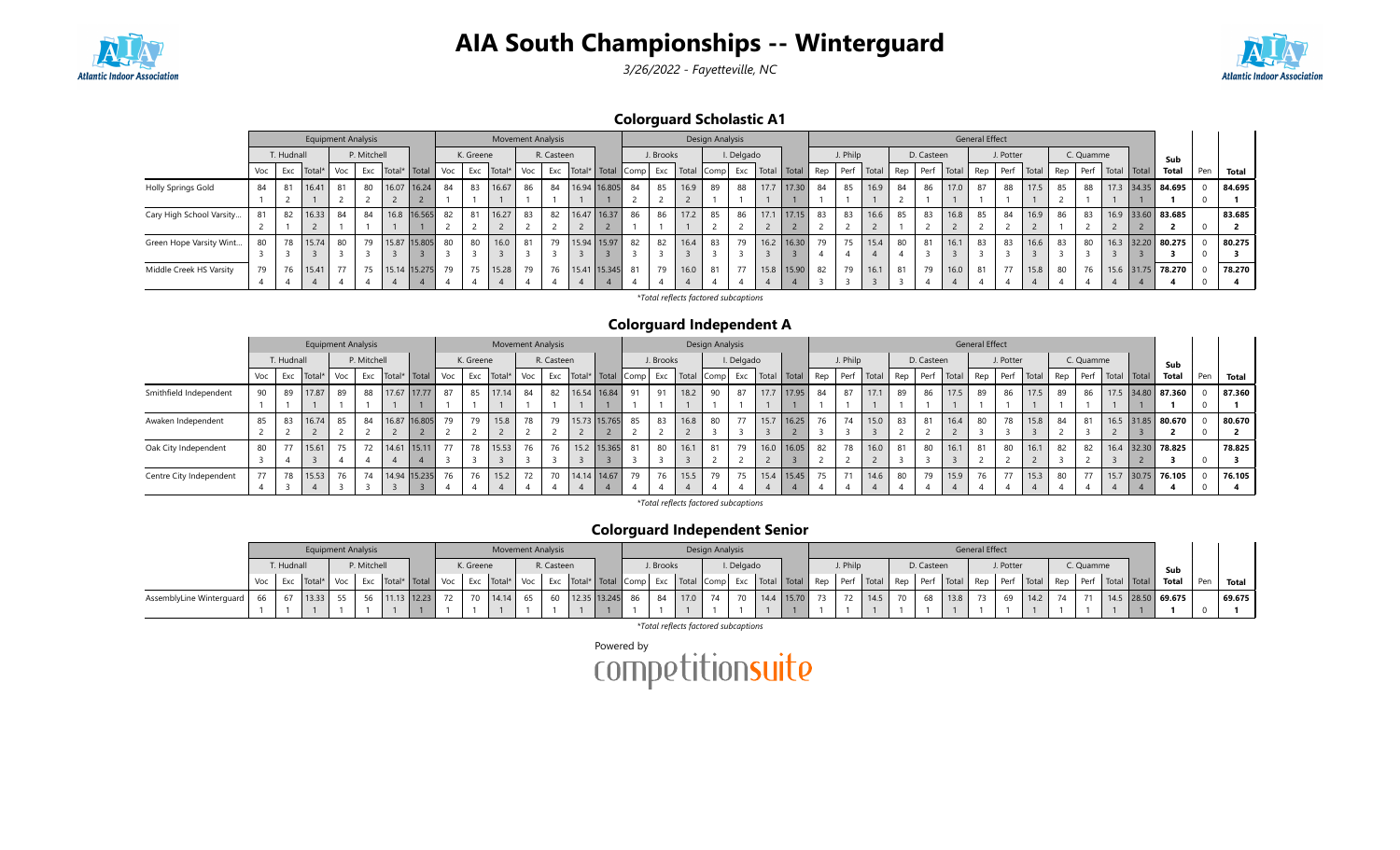# AIA South Championships -- Winterguard

*3/26/2022 - Fayetteville, NC*

## Colorguard Scholastic A1

| | Equipment Analysis | | | | | | | Movement Analysis | | | | | | | Design Analysis | | | | | | | General Effect | | | | | | | | | | | | | | | |
|---|---|---|---|---|---|---|---|---|---|---|---|---|---|---|---|---|---|---|---|---|---|---|---|---|---|---|---|---|---|---|---|---|---|---|---|---|---|
| | T. Hudnall | | | P. Mitchell | | | | K. Greene | | | R. Casteen | | | | J. Brooks | | | I. Delgado | | | | J. Philp | | | D. Casteen | | | J. Potter | | | C. Quamme | | | | Sub | | |
| | Voc | Exc | Total* | Voc | Exc | Total* | Total | Voc | Exc | Total* | Voc | Exc | Total* | Total | Comp | Exc | Total | Comp | Exc | Total | Total | Rep | Perf | Total | Rep | Perf | Total | Rep | Perf | Total | Rep | Perf | Total | Total | Total | Pen | Total |
| Holly Springs Gold | 84 / 1 | 81 / 2 | 16.41 / 1 | 81 / 2 | 80 / 2 | 16.07 / 2 | 16.24 / 2 | 84 / 1 | 83 / 1 | 16.67 / 1 | 86 / 1 | 84 / 1 | 16.94 / 1 | 16.805 / 1 | 84 / 2 | 85 / 2 | 16.9 / 2 | 89 / 1 | 88 / 1 | 17.7 / 1 | 17.30 / 1 | 84 / 1 | 85 / 1 | 16.9 / 1 | 84 / 2 | 86 / 1 | 17.0 / 1 | 87 / 1 | 88 / 1 | 17.5 / 1 | 85 / 2 | 88 / 1 | 17.3 / 1 | 34.35 / 1 | 84.695 / 1 | 0 / 0 | 84.695 / 1 |
| Cary High School Varsity... | 81 / 2 | 82 / 1 | 16.33 / 2 | 84 / 1 | 84 / 1 | 16.8 / 1 | 16.565 / 1 | 82 / 2 | 81 / 2 | 16.27 / 2 | 83 / 2 | 82 / 2 | 16.47 / 2 | 16.37 / 2 | 86 / 1 | 86 / 1 | 17.2 / 1 | 85 / 2 | 86 / 2 | 17.1 / 2 | 17.15 / 2 | 83 / 2 | 83 / 2 | 16.6 / 2 | 85 / 1 | 83 / 2 | 16.8 / 2 | 85 / 2 | 84 / 2 | 16.9 / 2 | 86 / 1 | 83 / 2 | 16.9 / 2 | 33.60 / 2 | 83.685 / 2 | 0 | 83.685 / 2 |
| Green Hope Varsity Wint... | 80 / 3 | 78 / 3 | 15.74 / 3 | 80 / 3 | 79 / 3 | 15.87 / 3 | 15.805 / 3 | 80 / 3 | 80 / 3 | 16.0 / 3 | 81 / 3 | 79 / 3 | 15.94 / 3 | 15.97 / 3 | 82 / 3 | 82 / 3 | 16.4 / 3 | 83 / 3 | 79 / 3 | 16.2 / 3 | 16.30 / 3 | 79 / 4 | 75 / 4 | 15.4 / 4 | 80 / 4 | 81 / 3 | 16.1 / 3 | 83 / 3 | 83 / 3 | 16.6 / 3 | 83 / 3 | 80 / 3 | 16.3 / 3 | 32.20 / 3 | 80.275 / 3 | 0 / 0 | 80.275 / 3 |
| Middle Creek HS Varsity | 79 / 4 | 76 / 4 | 15.41 / 4 | 77 / 4 | 75 / 4 | 15.14 / 4 | 15.275 / 4 | 79 / 4 | 75 / 4 | 15.28 / 4 | 79 / 4 | 76 / 4 | 15.41 / 4 | 15.345 / 4 | 81 / 4 | 79 / 4 | 16.0 / 4 | 81 / 4 | 77 / 4 | 15.8 / 4 | 15.90 / 4 | 82 / 3 | 79 / 3 | 16.1 / 3 | 81 / 3 | 79 / 4 | 16.0 / 4 | 81 / 4 | 77 / 4 | 15.8 / 4 | 80 / 4 | 76 / 4 | 15.6 / 4 | 31.75 / 4 | 78.270 / 4 | 0 / 0 | 78.270 / 4 |

*Total reflects factored subcaptions

## Colorguard Independent A

| | Equipment Analysis | | | | | | | Movement Analysis | | | | | | | Design Analysis | | | | | | | General Effect | | | | | | | | | | | | | | | |
|---|---|---|---|---|---|---|---|---|---|---|---|---|---|---|---|---|---|---|---|---|---|---|---|---|---|---|---|---|---|---|---|---|---|---|---|---|---|
| | T. Hudnall | | | P. Mitchell | | | | K. Greene | | | R. Casteen | | | | J. Brooks | | | I. Delgado | | | | J. Philp | | | D. Casteen | | | J. Potter | | | C. Quamme | | | | Sub | | |
| | Voc | Exc | Total* | Voc | Exc | Total* | Total | Voc | Exc | Total* | Voc | Exc | Total* | Total | Comp | Exc | Total | Comp | Exc | Total | Total | Rep | Perf | Total | Rep | Perf | Total | Rep | Perf | Total | Rep | Perf | Total | Total | Total | Pen | Total |
| Smithfield Independent | 90 / 1 | 89 / 1 | 17.87 / 1 | 89 / 1 | 88 / 1 | 17.67 / 1 | 17.77 / 1 | 87 / 1 | 85 / 1 | 17.14 / 1 | 84 / 1 | 82 / 1 | 16.54 / 1 | 16.84 / 1 | 91 / 1 | 91 / 1 | 18.2 / 1 | 90 / 1 | 87 / 1 | 17.7 / 1 | 17.95 / 1 | 84 / 1 | 87 / 1 | 17.1 / 1 | 89 / 1 | 86 / 1 | 17.5 / 1 | 89 / 1 | 86 / 1 | 17.5 / 1 | 89 / 1 | 86 / 1 | 17.5 / 1 | 34.80 / 1 | 87.360 / 1 | 0 / 0 | 87.360 / 1 |
| Awaken Independent | 85 / 2 | 83 / 2 | 16.74 / 2 | 85 / 2 | 84 / 2 | 16.87 / 2 | 16.805 / 2 | 79 / 2 | 79 / 2 | 15.8 / 2 | 78 / 2 | 79 / 2 | 15.73 / 2 | 15.765 / 2 | 85 / 2 | 83 / 2 | 16.8 / 2 | 80 / 3 | 77 / 3 | 15.7 / 3 | 16.25 / 2 | 76 / 3 | 74 / 3 | 15.0 / 3 | 83 / 2 | 81 / 2 | 16.4 / 2 | 80 / 3 | 78 / 3 | 15.8 / 3 | 84 / 2 | 81 / 3 | 16.5 / 2 | 31.85 / 3 | 80.670 / 2 | 0 / 0 | 80.670 / 2 |
| Oak City Independent | 80 / 3 | 77 / 4 | 15.61 / 3 | 75 / 4 | 72 / 4 | 14.61 / 4 | 15.11 / 4 | 77 / 3 | 78 / 3 | 15.53 / 3 | 76 / 3 | 76 / 3 | 15.2 / 3 | 15.365 / 3 | 81 / 3 | 80 / 3 | 16.1 / 3 | 81 / 2 | 79 / 2 | 16.0 / 2 | 16.05 / 3 | 82 / 2 | 78 / 2 | 16.0 / 2 | 81 / 3 | 80 / 3 | 16.1 / 3 | 81 / 2 | 80 / 2 | 16.1 / 2 | 82 / 3 | 82 / 2 | 16.4 / 3 | 32.30 / 2 | 78.825 / 3 | 0 | 78.825 / 3 |
| Centre City Independent | 77 / 4 | 78 / 3 | 15.53 / 4 | 76 / 3 | 74 / 3 | 14.94 / 3 | 15.235 / 3 | 76 / 4 | 76 / 4 | 15.2 / 4 | 72 / 4 | 70 / 4 | 14.14 / 4 | 14.67 / 4 | 79 / 4 | 76 / 4 | 15.5 / 4 | 79 / 4 | 75 / 4 | 15.4 / 4 | 15.45 / 4 | 75 / 4 | 71 / 4 | 14.6 / 4 | 80 / 4 | 79 / 4 | 15.9 / 4 | 76 / 4 | 77 / 4 | 15.3 / 4 | 80 / 4 | 77 / 4 | 15.7 / 4 | 30.75 / 4 | 76.105 / 4 | 0 / 0 | 76.105 / 4 |

*Total reflects factored subcaptions

## Colorguard Independent Senior

| | Equipment Analysis | | | | | | | Movement Analysis | | | | | | | Design Analysis | | | | | | | General Effect | | | | | | | | | | | | | | | |
|---|---|---|---|---|---|---|---|---|---|---|---|---|---|---|---|---|---|---|---|---|---|---|---|---|---|---|---|---|---|---|---|---|---|---|---|---|---|
| | T. Hudnall | | | P. Mitchell | | | | K. Greene | | | R. Casteen | | | | J. Brooks | | | I. Delgado | | | | J. Philp | | | D. Casteen | | | J. Potter | | | C. Quamme | | | | Sub | | |
| | Voc | Exc | Total* | Voc | Exc | Total* | Total | Voc | Exc | Total* | Voc | Exc | Total* | Total | Comp | Exc | Total | Comp | Exc | Total | Total | Rep | Perf | Total | Rep | Perf | Total | Rep | Perf | Total | Rep | Perf | Total | Total | Total | Pen | Total |
| AssemblyLine Winterguard | 66 / 1 | 67 / 1 | 13.33 / 1 | 55 / 1 | 56 / 1 | 11.13 / 1 | 12.23 / 1 | 72 / 1 | 70 / 1 | 14.14 / 1 | 65 / 1 | 60 / 1 | 12.35 / 1 | 13.245 / 1 | 86 / 1 | 84 / 1 | 17.0 / 1 | 74 / 1 | 70 / 1 | 14.4 / 1 | 15.70 / 1 | 73 / 1 | 72 / 1 | 14.5 / 1 | 70 / 1 | 68 / 1 | 13.8 / 1 | 73 / 1 | 69 / 1 | 14.2 / 1 | 74 / 1 | 71 / 1 | 14.5 / 1 | 28.50 / 1 | 69.675 / 1 | 0 | 69.675 / 1 |

*Total reflects factored subcaptions

Powered by competitionsuite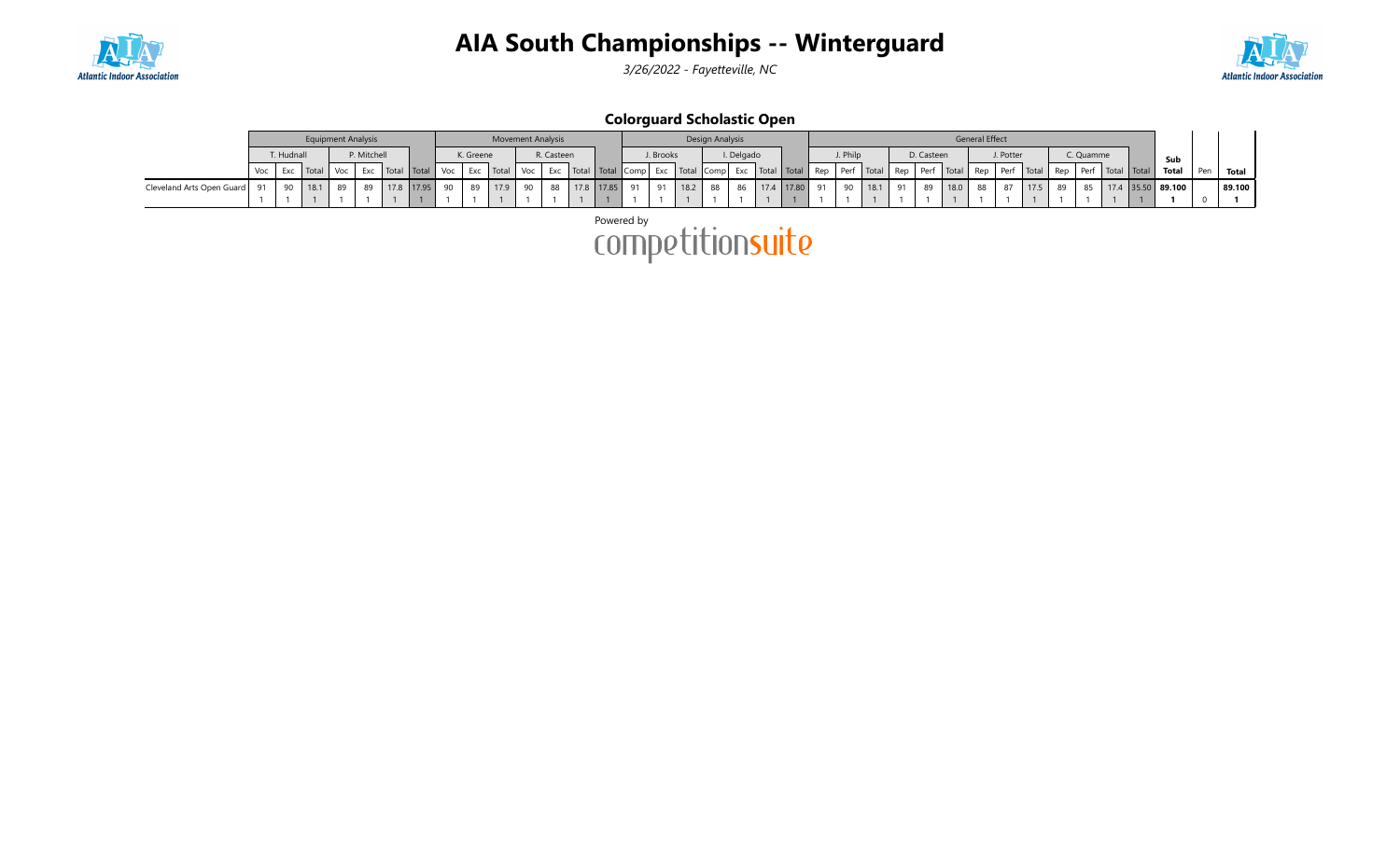# AIA South Championships -- Winterguard

*3/26/2022 - Fayetteville, NC*

### Colorguard Scholastic Open

| | Equipment Analysis | | | | | | | Movement Analysis | | | | | | | Design Analysis | | | | | | | General Effect | | | | | | | | | | | | | | | |
|---|---|---|---|---|---|---|---|---|---|---|---|---|---|---|---|---|---|---|---|---|---|---|---|---|---|---|---|---|---|---|---|---|---|---|---|---|---|
| | T. Hudnall | | | P. Mitchell | | | | K. Greene | | | R. Casteen | | | | J. Brooks | | | I. Delgado | | | | J. Philp | | | D. Casteen | | | J. Potter | | | C. Quamme | | | | Sub | | |
| | Voc | Exc | Total | Voc | Exc | Total | Total | Voc | Exc | Total | Voc | Exc | Total | Total | Comp | Exc | Total | Comp | Exc | Total | Total | Rep | Perf | Total | Rep | Perf | Total | Rep | Perf | Total | Rep | Perf | Total | Total | Total | Pen | Total |
| Cleveland Arts Open Guard | 91<br>1 | 90<br>1 | 18.1<br>1 | 89<br>1 | 89<br>1 | 17.8<br>1 | 17.95<br>1 | 90<br>1 | 89<br>1 | 17.9<br>1 | 90<br>1 | 88<br>1 | 17.8<br>1 | 17.85<br>1 | 91<br>1 | 91<br>1 | 18.2<br>1 | 88<br>1 | 86<br>1 | 17.4<br>1 | 17.80<br>1 | 91<br>1 | 90<br>1 | 18.1<br>1 | 91<br>1 | 89<br>1 | 18.0<br>1 | 88<br>1 | 87<br>1 | 17.5<br>1 | 89<br>1 | 85<br>1 | 17.4<br>1 | 35.50<br>1 | **89.100**<br>**1** | 0 | **89.100**<br>**1** |

Powered by competitionsuite